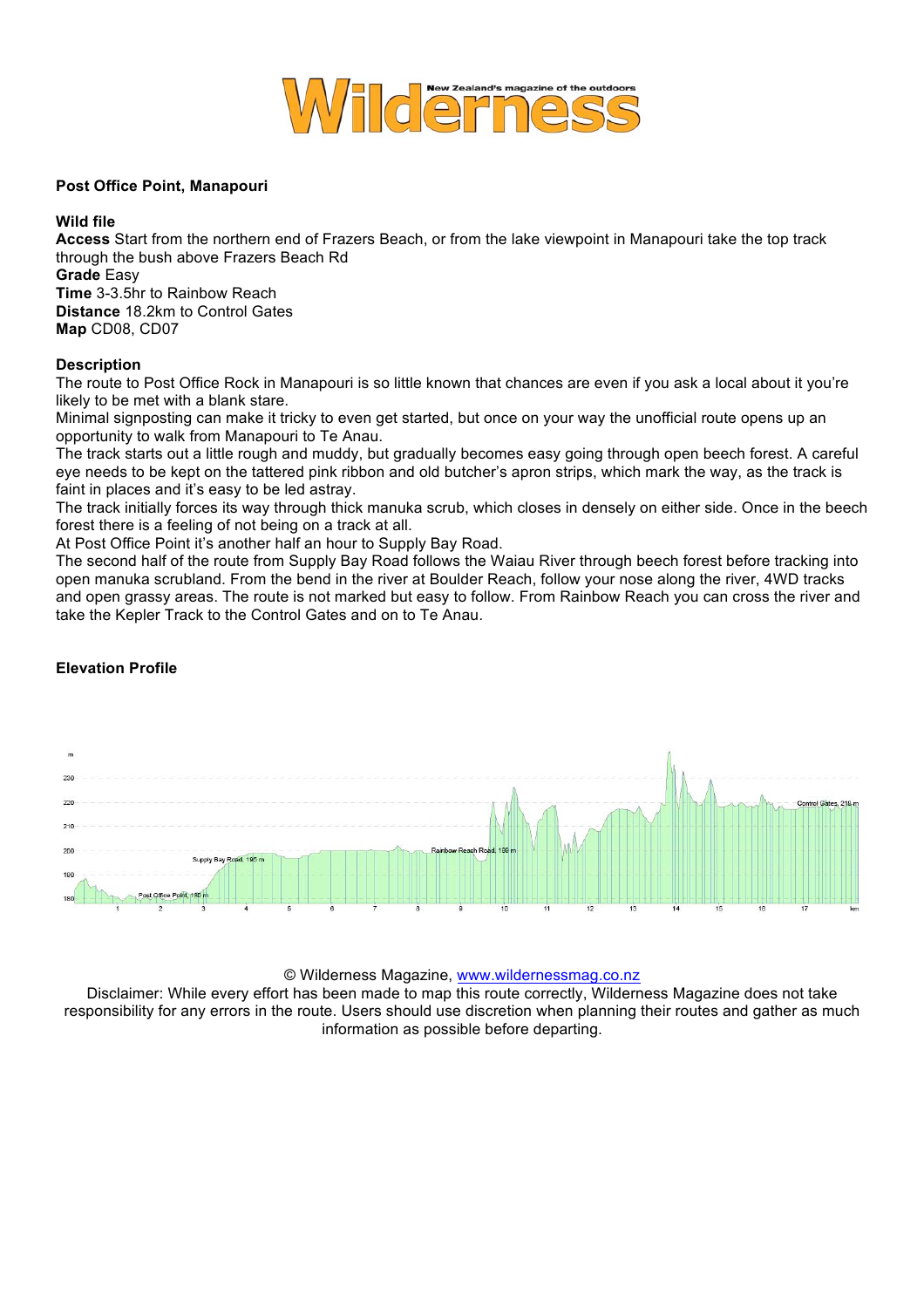# Wilderness

New Zealand's magazine of the outdoors

**Post Office Point, Manapouri**

**Wild file**

**Access** Start from the northern end of Frazers Beach, or from the lake viewpoint in Manapouri take the top track through the bush above Frazers Beach Rd

**Grade** Easy

**Time** 3-3.5hr to Rainbow Reach

**Distance** 18.2km to Control Gates

**Map** CD08, CD07

**Description**

The route to Post Office Rock in Manapouri is so little known that chances are even if you ask a local about it you're likely to be met with a blank stare.

Minimal signposting can make it tricky to even get started, but once on your way the unofficial route opens up an opportunity to walk from Manapouri to Te Anau.

The track starts out a little rough and muddy, but gradually becomes easy going through open beech forest. A careful eye needs to be kept on the tattered pink ribbon and old butcher's apron strips, which mark the way, as the track is faint in places and it's easy to be led astray.

The track initially forces its way through thick manuka scrub, which closes in densely on either side. Once in the beech forest there is a feeling of not being on a track at all.

At Post Office Point it's another half an hour to Supply Bay Road.

The second half of the route from Supply Bay Road follows the Waiau River through beech forest before tracking into open manuka scrubland. From the bend in the river at Boulder Reach, follow your nose along the river, 4WD tracks and open grassy areas. The route is not marked but easy to follow. From Rainbow Reach you can cross the river and take the Kepler Track to the Control Gates and on to Te Anau.

**Elevation Profile**

© Wilderness Magazine, www.wildernessmag.co.nz

Disclaimer: While every effort has been made to map this route correctly, Wilderness Magazine does not take responsibility for any errors in the route. Users should use discretion when planning their routes and gather as much information as possible before departing.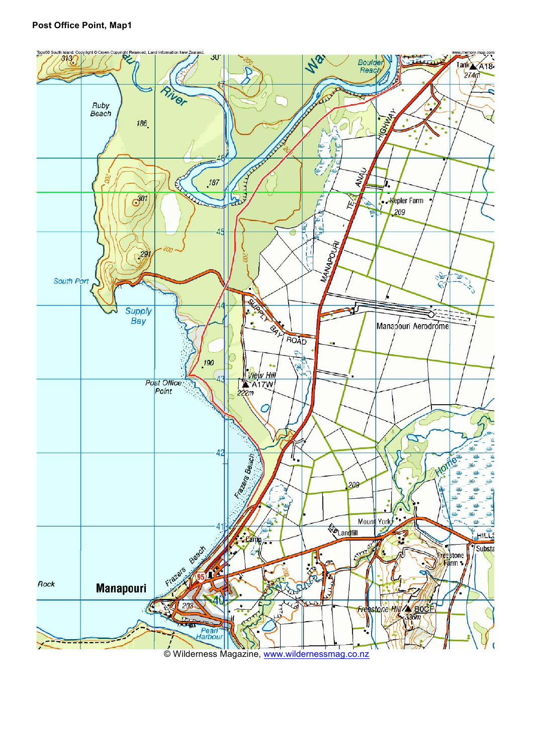**Post Office Point, Map1**

© Wilderness Magazine, www.wildernessmag.co.nz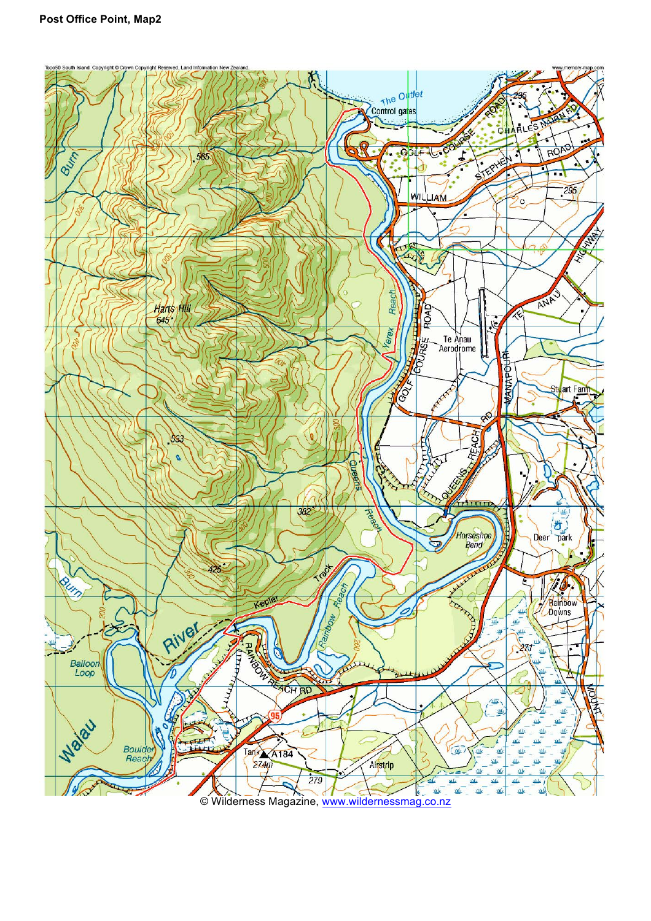**Post Office Point, Map2**

Topo50 South Island. Copyright © Crown Copyright Reserved, Land Information New Zealand.

www.memory-map.com

The Outlet
Control gates
GOLF COURSE ROAD
CHARLES NAIRN RD
STEPHEN ROAD
WILLIAM
295
565
Burn
Harts Hill
645
Yerex Reach
GOLF COURSE ROAD
Te Anau Aerodrome
TE ANAU HIGHWAY
MANAPOURI
Stuart Farm
533
QUEENS REACH RD
Queens Reach
382
Horseshoe Bend
Deer park
425
Kepler Track
Rainbow Reach
Rainbow Downs
Burn
River
Balloon Loop
RAINBOW REACH RD
95
271
MOUNT
Waiau
Boulder Reach
Tank
A184
274m
279
Airstrip

© Wilderness Magazine, www.wildernessmag.co.nz